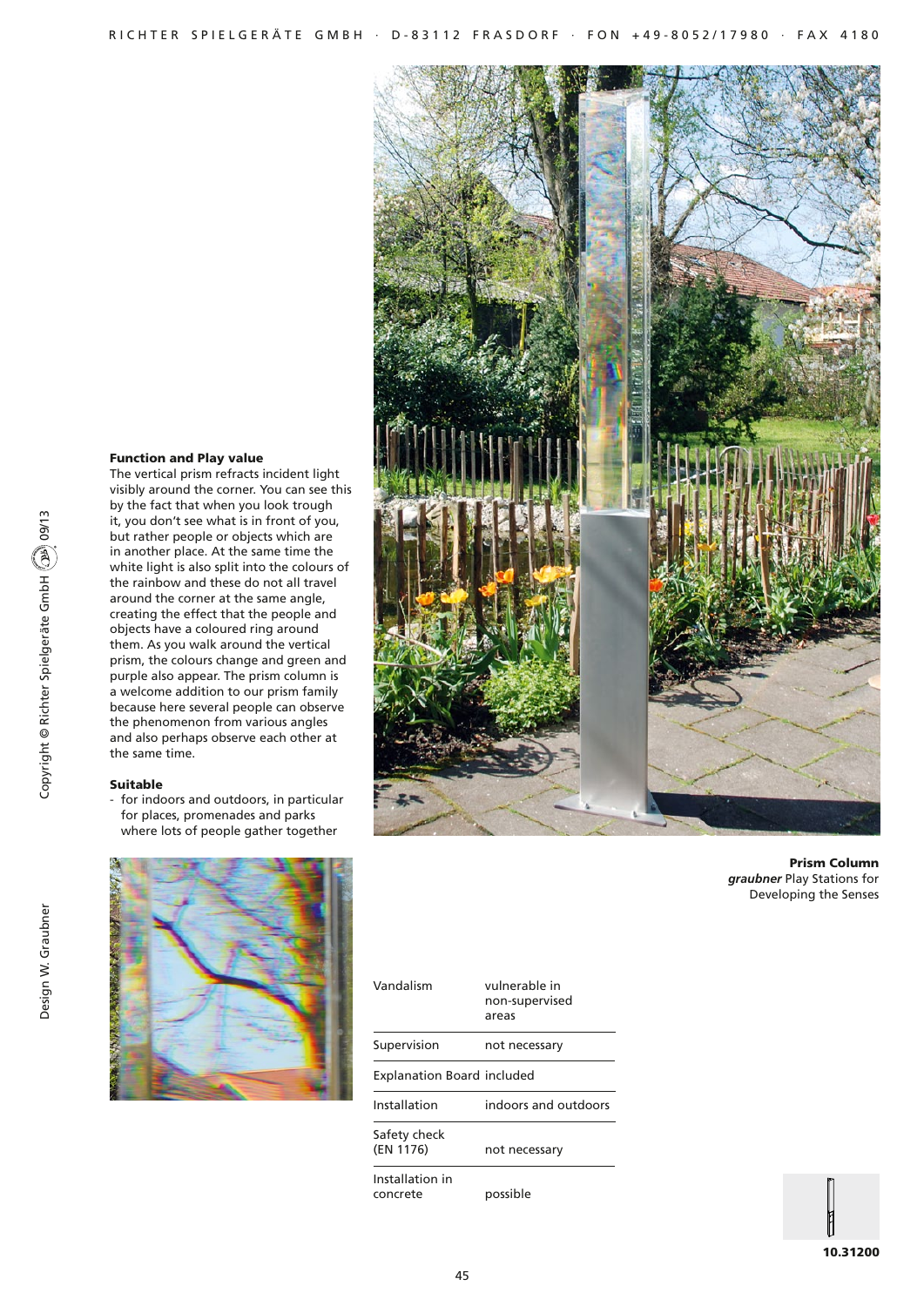**Prism Column**
***graubner*** Play Stations for Developing the Senses

### Function and Play value

The vertical prism refracts incident light visibly around the corner. You can see this by the fact that when you look trough it, you don't see what is in front of you, but rather people or objects which are in another place. At the same time the white light is also split into the colours of the rainbow and these do not all travel around the corner at the same angle, creating the effect that the people and objects have a coloured ring around them. As you walk around the vertical prism, the colours change and green and purple also appear. The prism column is a welcome addition to our prism family because here several people can observe the phenomenon from various angles and also perhaps observe each other at the same time.

### Suitable

- for indoors and outdoors, in particular for places, promenades and parks where lots of people gather together

| | |
|---|---|
| Vandalism | vulnerable in non-supervised areas |
| Supervision | not necessary |
| Explanation Board | included |
| Installation | indoors and outdoors |
| Safety check (EN 1176) | not necessary |
| Installation in concrete | possible |

**10.31200**

Design W. Graubner

Copyright © Richter Spielgeräte GmbH 09/13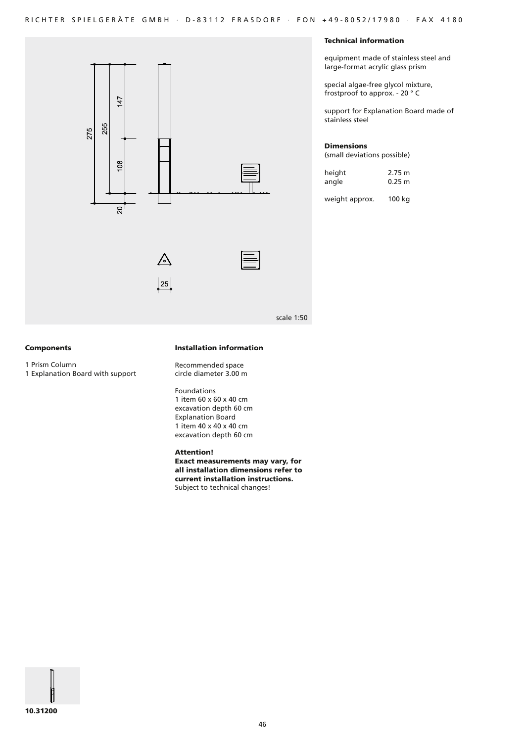275

255

147

108

20

25

scale 1:50

### Technical information

equipment made of stainless steel and large-format acrylic glass prism

special algae-free glycol mixture, frostproof to approx. - 20 ° C

support for Explanation Board made of stainless steel

### Dimensions

(small deviations possible)

| | |
|---|---|
| height | 2.75 m |
| angle | 0.25 m |
| weight approx. | 100 kg |

### Components

1 Prism Column
1 Explanation Board with support

### Installation information

Recommended space
circle diameter 3.00 m

Foundations
1 item 60 x 60 x 40 cm
excavation depth 60 cm
Explanation Board
1 item 40 x 40 x 40 cm
excavation depth 60 cm

**Attention!**
**Exact measurements may vary, for all installation dimensions refer to current installation instructions.**
Subject to technical changes!

**10.31200**